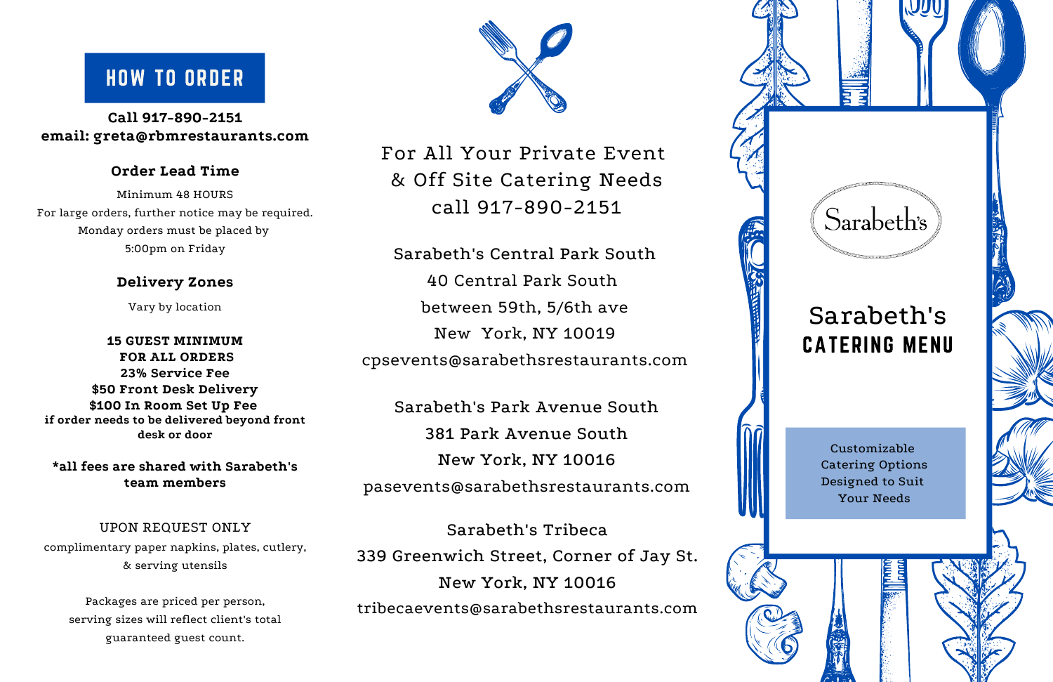## HOW TO ORDER

**Call 917-890-2151**
**email: greta@rbmrestaurants.com**

### Order Lead Time

Minimum 48 HOURS
For large orders, further notice may be required.
Monday orders must be placed by
5:00pm on Friday

### Delivery Zones

Vary by location

**15 GUEST MINIMUM**
**FOR ALL ORDERS**
**23% Service Fee**
**$50 Front Desk Delivery**
**$100 In Room Set Up Fee**
**if order needs to be delivered beyond front desk or door**

***all fees are shared with Sarabeth's team members**

UPON REQUEST ONLY
complimentary paper napkins, plates, cutlery, & serving utensils

Packages are priced per person,
serving sizes will reflect client's total guaranteed guest count.

For All Your Private Event
& Off Site Catering Needs
call 917-890-2151

Sarabeth's Central Park South
40 Central Park South
between 59th, 5/6th ave
New York, NY 10019
cpsevents@sarabethsrestaurants.com

Sarabeth's Park Avenue South
381 Park Avenue South
New York, NY 10016
pasevents@sarabethsrestaurants.com

Sarabeth's Tribeca
339 Greenwich Street, Corner of Jay St.
New York, NY 10016
tribecaevents@sarabethsrestaurants.com

Sarabeth's

# Sarabeth's
# CATERING MENU

Customizable
Catering Options
Designed to Suit
Your Needs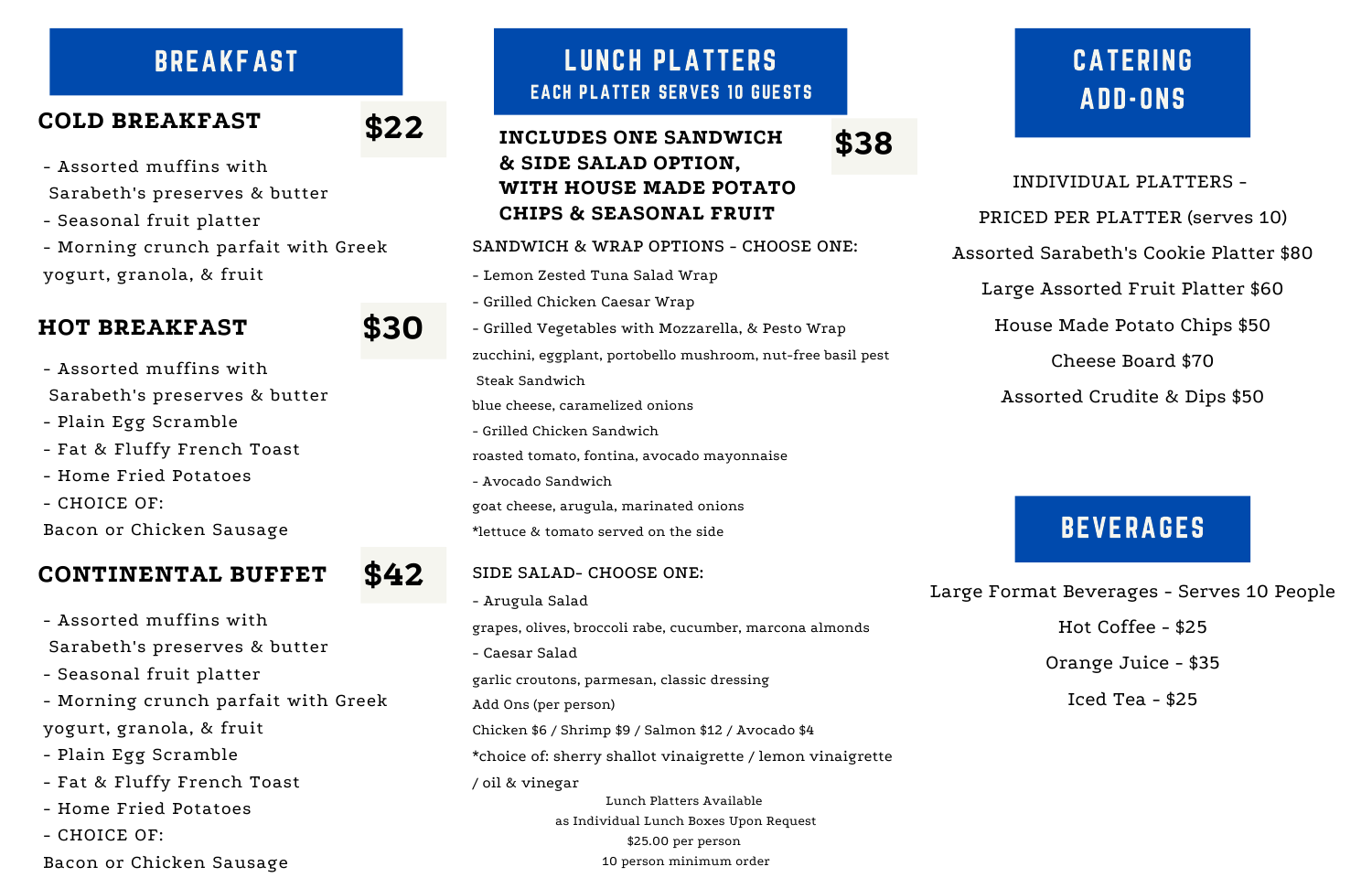## BREAKFAST

### COLD BREAKFAST $22

- Assorted muffins with Sarabeth's preserves & butter
- Seasonal fruit platter
- Morning crunch parfait with Greek yogurt, granola, & fruit

### HOT BREAKFAST $30

- Assorted muffins with Sarabeth's preserves & butter
- Plain Egg Scramble
- Fat & Fluffy French Toast
- Home Fried Potatoes
- CHOICE OF: Bacon or Chicken Sausage

### CONTINENTAL BUFFET $42

- Assorted muffins with Sarabeth's preserves & butter
- Seasonal fruit platter
- Morning crunch parfait with Greek yogurt, granola, & fruit
- Plain Egg Scramble
- Fat & Fluffy French Toast
- Home Fried Potatoes
- CHOICE OF: Bacon or Chicken Sausage

## LUNCH PLATTERS

EACH PLATTER SERVES 10 GUESTS

**INCLUDES ONE SANDWICH & SIDE SALAD OPTION, WITH HOUSE MADE POTATO CHIPS & SEASONAL FRUIT** $38

SANDWICH & WRAP OPTIONS - CHOOSE ONE:

- Lemon Zested Tuna Salad Wrap
- Grilled Chicken Caesar Wrap
- Grilled Vegetables with Mozzarella, & Pesto Wrap
zucchini, eggplant, portobello mushroom, nut-free basil pest

Steak Sandwich
blue cheese, caramelized onions

- Grilled Chicken Sandwich
roasted tomato, fontina, avocado mayonnaise
- Avocado Sandwich
goat cheese, arugula, marinated onions

*lettuce & tomato served on the side

SIDE SALAD- CHOOSE ONE:

- Arugula Salad
grapes, olives, broccoli rabe, cucumber, marcona almonds
- Caesar Salad
garlic croutons, parmesan, classic dressing

Add Ons (per person)
Chicken $6 / Shrimp $9 / Salmon $12 / Avocado $4

*choice of: sherry shallot vinaigrette / lemon vinaigrette / oil & vinegar

Lunch Platters Available
as Individual Lunch Boxes Upon Request
$25.00 per person
10 person minimum order

## CATERING ADD-ONS

INDIVIDUAL PLATTERS -
PRICED PER PLATTER (serves 10)

Assorted Sarabeth's Cookie Platter $80

Large Assorted Fruit Platter $60

House Made Potato Chips $50

Cheese Board $70

Assorted Crudite & Dips $50

## BEVERAGES

Large Format Beverages - Serves 10 People

Hot Coffee - $25

Orange Juice - $35

Iced Tea - $25